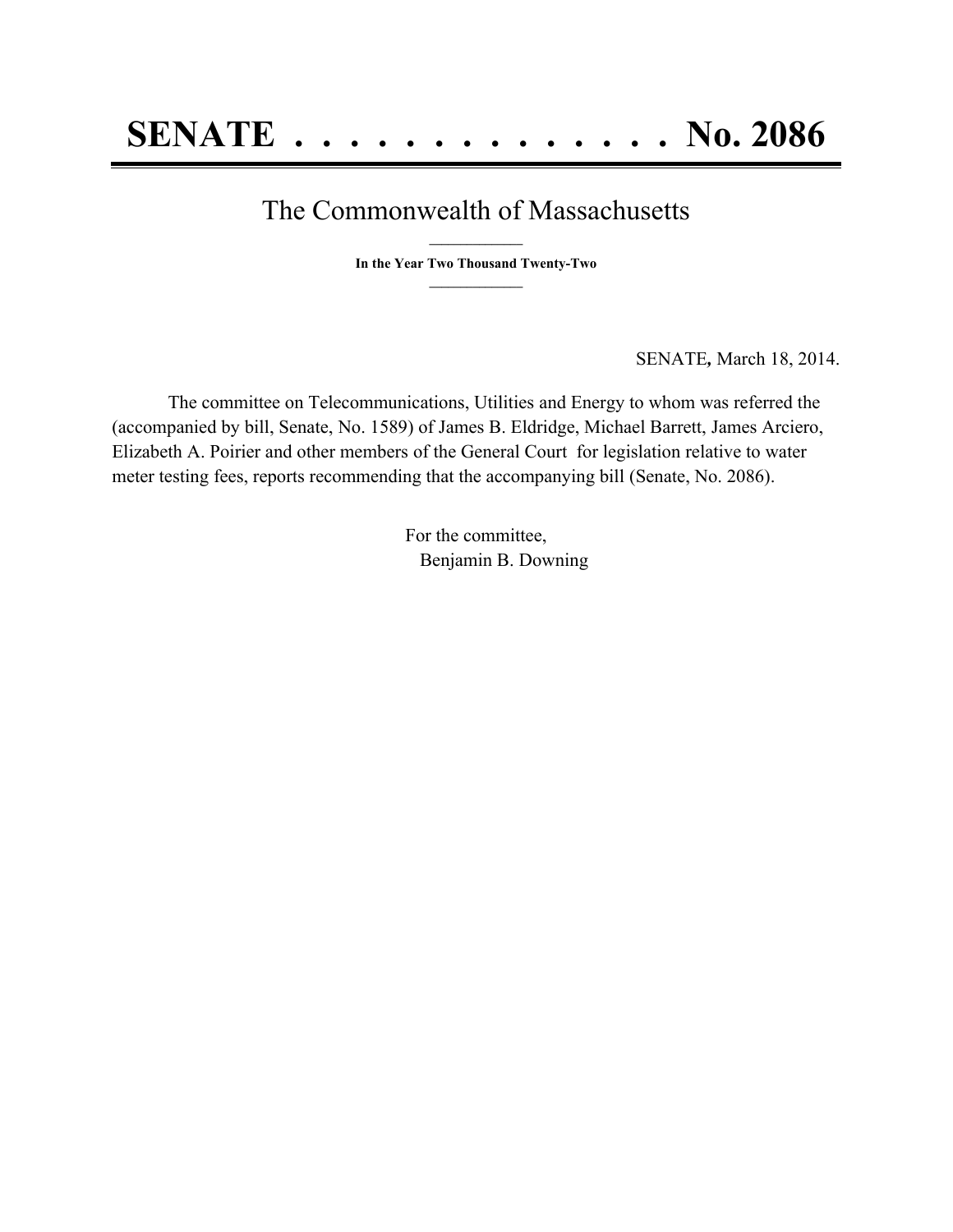# SENATE . . . . . . . . . . . . . . No. 2086

## The Commonwealth of Massachusetts

**In the Year Two Thousand Twenty-Two**

SENATE**,** March 18, 2014.

The committee on Telecommunications, Utilities and Energy to whom was referred the (accompanied by bill, Senate, No. 1589) of James B. Eldridge, Michael Barrett, James Arciero, Elizabeth A. Poirier and other members of the General Court for legislation relative to water meter testing fees, reports recommending that the accompanying bill (Senate, No. 2086).

For the committee,
Benjamin B. Downing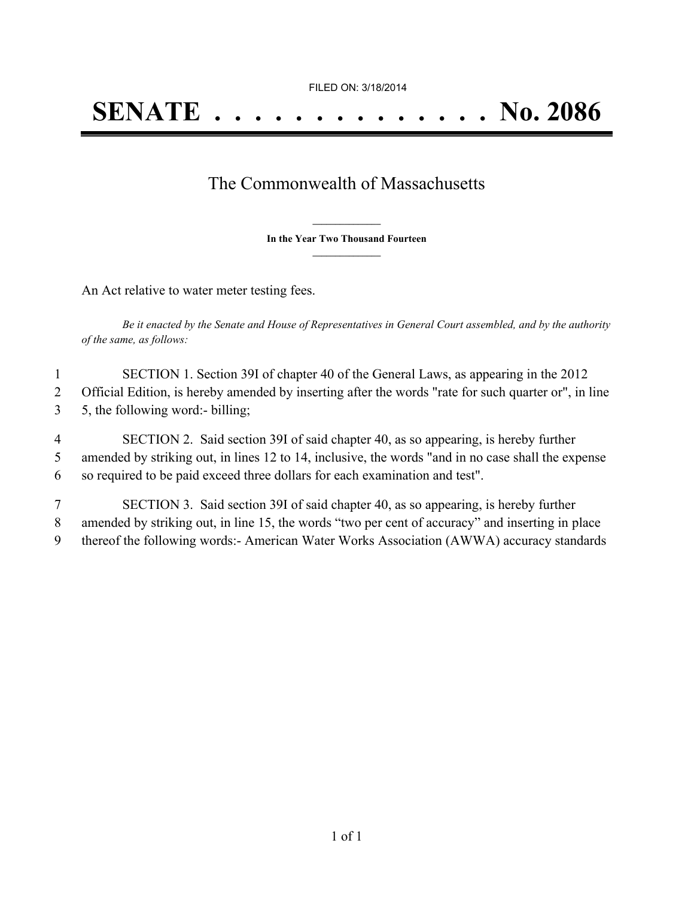FILED ON: 3/18/2014

# SENATE . . . . . . . . . . . . . . No. 2086

## The Commonwealth of Massachusetts

**In the Year Two Thousand Fourteen**

An Act relative to water meter testing fees.

*Be it enacted by the Senate and House of Representatives in General Court assembled, and by the authority of the same, as follows:*

1 SECTION 1. Section 39I of chapter 40 of the General Laws, as appearing in the 2012
2 Official Edition, is hereby amended by inserting after the words "rate for such quarter or", in line
3 5, the following word:- billing;

4 SECTION 2. Said section 39I of said chapter 40, as so appearing, is hereby further
5 amended by striking out, in lines 12 to 14, inclusive, the words "and in no case shall the expense
6 so required to be paid exceed three dollars for each examination and test".

7 SECTION 3. Said section 39I of said chapter 40, as so appearing, is hereby further
8 amended by striking out, in line 15, the words "two per cent of accuracy" and inserting in place
9 thereof the following words:- American Water Works Association (AWWA) accuracy standards